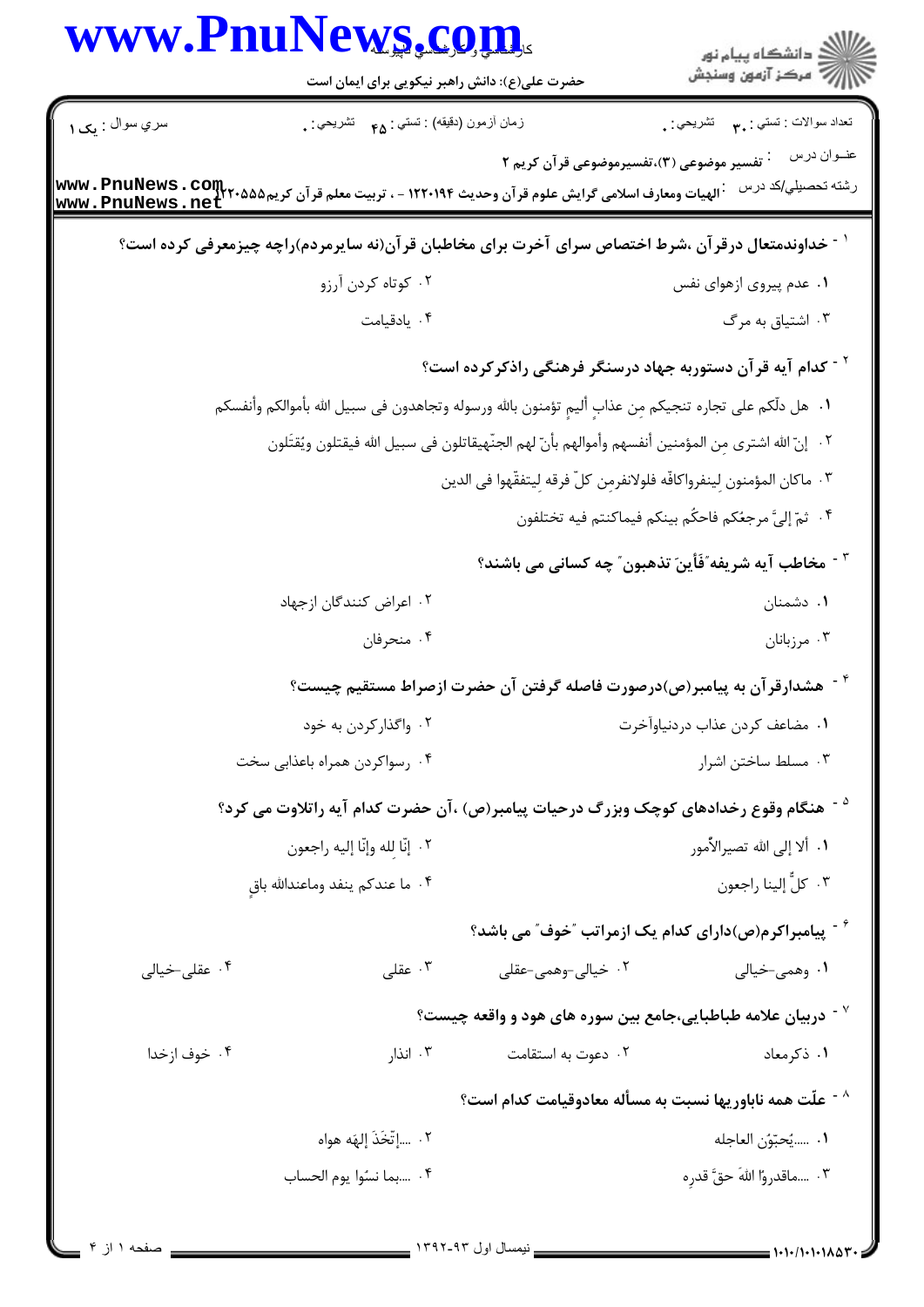حضرت علی(ع): دانش راهبر نیکویی برای ایمان است

تعداد سوالات : تستی : ۳۰ تشریحی : ۰ | زمان آزمون (دقیقه) : تستی : ۴۵ تشریحی : ۰ | سري سوال : يک ۱

عنوان درس : تفسیر موضوعی (۳)،تفسیرموضوعی قرآن کریم ۲

رشته تحصیلی/کد درس : الهیات ومعارف اسلامی گرایش علوم قرآن وحدیث ۱۲۲۰۱۹۴ - ، تربیت معلم قرآن کریم۱۲۲۰۵۵۵

۱ - خداوندمتعال درقرآن ،شرط اختصاص سرای آخرت برای مخاطبان قرآن(نه سایرمردم)راچه چیزمعرفی کرده است؟

۱. عدم پیروی ازهوای نفس
۲. کوتاه کردن آرزو
۳. اشتیاق به مرگ
۴. یادقیامت

۲ - کدام آیه قرآن دستوربه جهاد درسنگر فرهنگی راذکرکرده است؟

۱. هل دلّکم علی تجاره تنجیکم مِن عذابٍ ألیمٍ تؤمنون بالله ورسوله وتجاهدون فی سبیل الله بأموالکم وأنفسکم
۲. إنّ الله اشتری مِن المؤمنین أنفسهم وأموالهم بأنّ لهم الجنّهیقاتلون فی سبیل الله فیقتلون ویُقتَلون
۳. ماکان المؤمنون لِینفرواکافّه فلولانفرمِن کلّ فرقه لِیتفقّهوا فی الدین
۴. ثمّ إلیَّ مرجعُکم فاحکُم بینکم فیماکنتم فیه تختلفون

۳ - مخاطب آیه شریفه"فَأینَ تذهبون" چه کسانی می باشند؟

۱. دشمنان
۲. اعراض کنندگان ازجهاد
۳. مرزبانان
۴. منحرفان

۴ - هشدارقرآن به پیامبر(ص)درصورت فاصله گرفتن آن حضرت ازصراط مستقیم چیست؟

۱. مضاعف کردن عذاب دردنیاوآخرت
۲. واگذارکردن به خود
۳. مسلط ساختن اشرار
۴. رسواکردن همراه باعذابی سخت

۵ - هنگام وقوع رخدادهای کوچک وبزرگ درحیات پیامبر(ص) ،آن حضرت کدام آیه راتلاوت می کرد؟

۱. ألا إلی الله تصیرالأمور
۲. إنّا لله وإنّا إلیه راجعون
۳. کلٌّ إلینا راجعون
۴. ما عندکم ینفد وماعندالله باقٍ

۶ - پیامبراکرم(ص)دارای کدام یک ازمراتب "خوف" می باشد؟

۱. وهمی-خیالی
۲. خیالی-وهمی-عقلی
۳. عقلی
۴. عقلی-خیالی

۷ - دربیان علامه طباطبایی،جامع بین سوره های هود و واقعه چیست؟

۱. ذکرمعاد
۲. دعوت به استقامت
۳. انذار
۴. خوف ازخدا

۸ - علّت همه ناباوریها نسبت به مسأله معادوقیامت کدام است؟

۱. .....یحبّوُن العاجله
۲. ....إتّخَذَ إلهَه هواه
۳. ....ماقدروُا اللهَ حقَّ قدره
۴. ....بما نسوُا یوم الحساب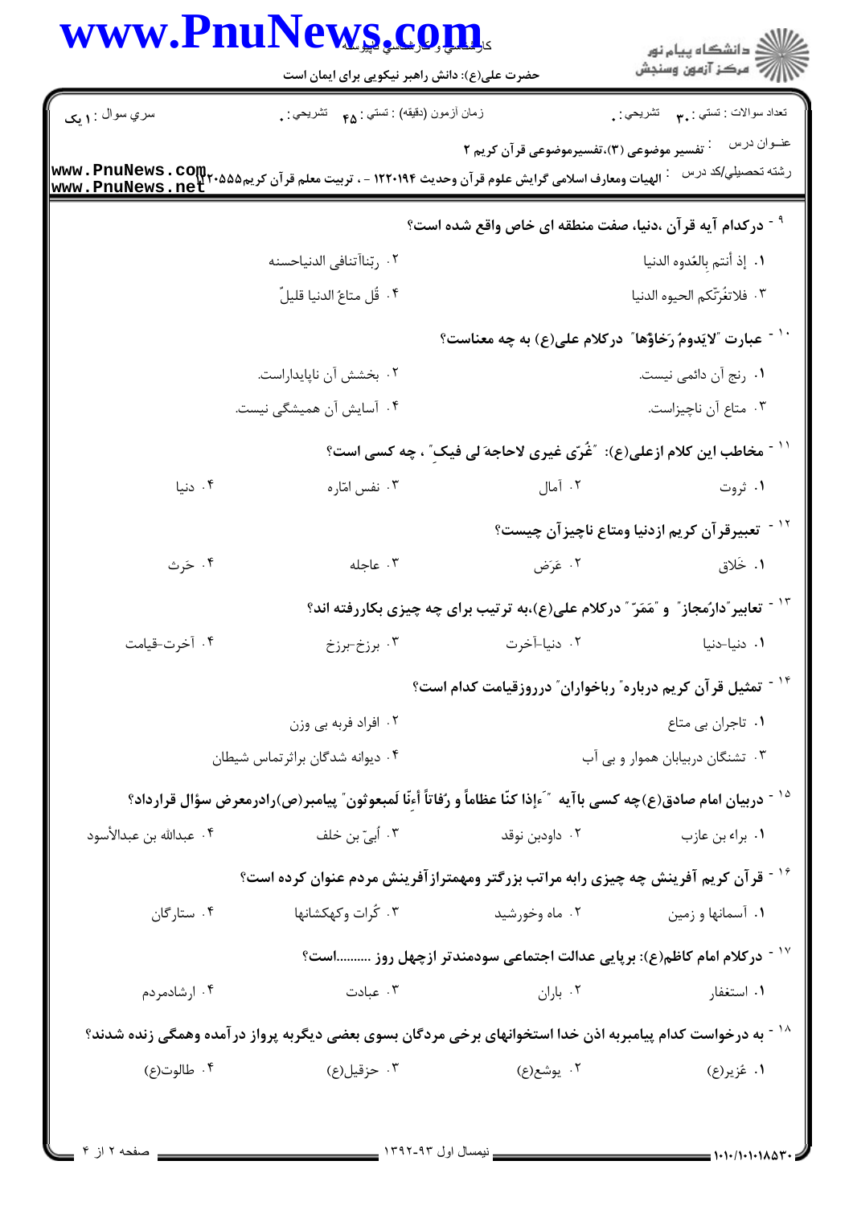۹- درکدام آیه قرآن ،دنیا، صفت منطقه ای خاص واقع شده است؟

۱. إذ أنتم بِالعُدوه الدنیا

۲. رَبّناآتنافی الدنیاحسنه

۳. فلاتغُرّنّکم الحیوه الدنیا

۴. قُل متاعُ الدنیا قلیلٌ

۱۰- عبارت "لایَدومُ رَخاؤُها" درکلام علی(ع) به چه معناست؟

۱. رنج آن دائمی نیست.

۲. بخشش آن ناپایداراست.

۳. متاع آن ناچیزاست.

۴. آسایش آن همیشگی نیست.

۱۱- مخاطب این کلام ازعلی(ع): "غُرّی غیری لاحاجهَ لی فیکِ" ، چه کسی است؟

۱. ثروت

۲. آمال

۳. نفس امّاره

۴. دنیا

۱۲- تعبیرقرآن کریم ازدنیا ومتاع ناچیزآن چیست؟

۱. خَلاق

۲. عَرَض

۳. عاجله

۴. حَرث

۱۳- تعابیر"دارُمجاز" و "مَمَرّ" درکلام علی(ع)،به ترتیب برای چه چیزی بکاررفته اند؟

۱. دنیا-دنیا

۲. دنیا-آخرت

۳. برزخ-برزخ

۴. آخرت-قیامت

۱۴- تمثیل قرآن کریم درباره" رباخواران" درروزقیامت کدام است؟

۱. تاجران بی متاع

۲. افراد فربه بی وزن

۳. تشنگان دربیابان هموار و بی آب

۴. دیوانه شدگان براثرتماس شیطان

۱۵- دربیان امام صادق(ع)چه کسی باآیه "ءَإذا کنّا عظاماً و رُفاتاً أءِنّا لَمبعوثون" پیامبر(ص)رادرمعرض سؤال قرارداد؟

۱. براء بن عازب

۲. داودبن نوقد

۳. أبیّ بن خلف

۴. عبدالله بن عبدالأسود

۱۶- قرآن کریم آفرینش چه چیزی رابه مراتب بزرگتر ومهمترازآفرینش مردم عنوان کرده است؟

۱. آسمانها و زمین

۲. ماه وخورشید

۳. کُرات وکهکشانها

۴. ستارگان

۱۷- درکلام امام کاظم(ع): برپایی عدالت اجتماعی سودمندتر ازچهل روز ..........است؟

۱. استغفار

۲. باران

۳. عبادت

۴. ارشادمردم

۱۸- به درخواست کدام پیامبربه اذن خدا استخوانهای برخی مردگان بسوی بعضی دیگربه پرواز درآمده وهمگی زنده شدند؟

۱. عُزیر(ع)

۲. یوشع(ع)

۳. حزقیل(ع)

۴. طالوت(ع)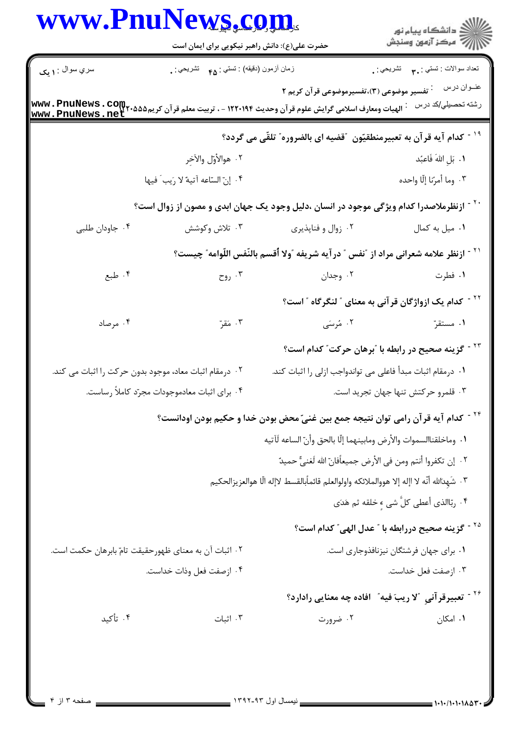۱۹ - کدام آیه قرآن به تعبیرمنطقیّون "قضیه ای بالضروره" تلقّی می گردد؟

۱. بَلِ اللهَ فَاعبُد

۲. هوالأوّل والآخِر

۳. وما أمرُنا إلّا واحده

۴. إنّ السّاعه آتیهٌ لا رَیبَ فیها

۲۰ - ازنظرملاصدرا کدام ویژگی موجود در انسان ،دلیل وجود یک جهان ابدی و مصون از زوال است؟

۱. میل به کمال

۲. زوال و فناپذیری

۳. تلاش وکوشش

۴. جاودان طلبی

۲۱ - ازنظر علامه شعرانی مراد از "نفس " درآیه شریفه "ولا أُقسم بالنّفس اللّوامه" چیست؟

۱. فطرت

۲. وجدان

۳. روح

۴. طبع

۲۲ - کدام یک ازواژگان قرآنی به معنای " لنگرگاه " است؟

۱. مستقرّ

۲. مُرسَی

۳. مَقرّ

۴. مرصاد

۲۳ - گزینه صحیح در رابطه با "برهان حرکت" کدام است؟

۱. درمقام اثبات مبدأ فاعلی می تواندواجب ازلی را اثبات کند.

۲. درمقام اثبات معاد، موجود بدون حرکت را اثبات می کند.

۳. قلمرو حرکتش تنها جهان تجرید است.

۴. برای اثبات معادموجودات مجرّد کاملاً رساست.

۲۴ - کدام آیه قرآن رامی توان نتیجه جمع بین غنیّ محض بودن خدا و حکیم بودن اودانست؟

۱. وماخلقناالسموات والأرض ومابینهما إلّا بالحق وأنّ الساعه لَآتیه

۲. إن تکفروا أنتم ومن فی الأرض جمیعاًفانّ الله لَغنیٌّ حمیدٌ

۳. شَهِدَالله أنّه لا إله إلا هووالملائکه واولوالعلم قائماًبالقسط لاإله الّا هوالعزیزالحکیم

۴. ربّاالذی أعطی کلَّ شیءٍ خلقه ثم هَدَی

۲۵ - گزینه صحیح دررابطه با " عدل الهی" کدام است؟

۱. برای جهان فرشتگان نیزنافذوجاری است.

۲. اثبات آن به معنای ظهورحقیقت تامّ بابرهان حکمت است.

۳. ازصفت فعل خداست.

۴. ازصفت فعل وذات خداست.

۲۶ - تعبیرقرآنیِ "لا ریبَ فیه" افاده چه معنایی رادارد؟

۱. امکان

۲. ضرورت

۳. اثبات

۴. تأکید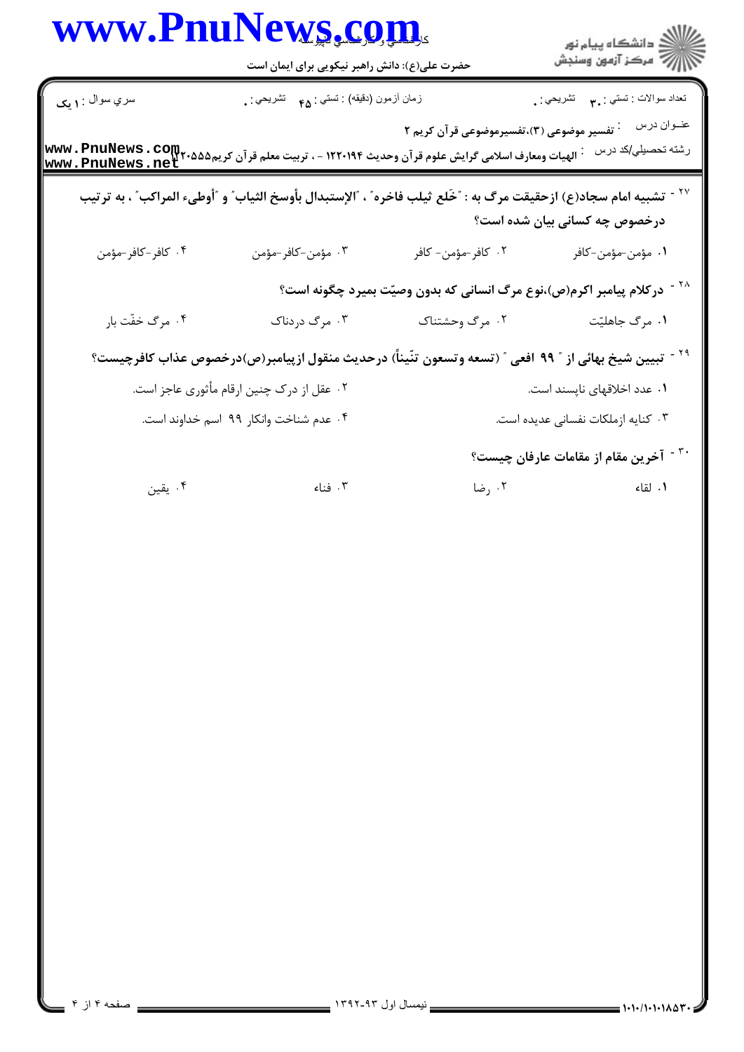۲۷ - تشبیه امام سجاد(ع) ازحقیقت مرگ به : "خَلع ثیلب فاخره" ، "الإستبدال بأوسخ الثیاب" و "أوطیء المراکب" ، به ترتیب درخصوص چه کسانی بیان شده است؟

۱. مؤمن-مؤمن-کافر
۲. کافر-مؤمن- کافر
۳. مؤمن-کافر-مؤمن
۴. کافر-کافر-مؤمن

۲۸ - درکلام پیامبر اکرم(ص)،نوع مرگ انسانی که بدون وصیّت بمیرد چگونه است؟

۱. مرگ جاهلیّت
۲. مرگ وحشتناک
۳. مرگ دردناک
۴. مرگ خفّت بار

۲۹ - تبیین شیخ بهائی از " ۹۹ افعی " (تسعه وتسعون تنّیناً) درحدیث منقول ازپیامبر(ص)درخصوص عذاب کافرچیست؟

۱. عدد اخلاقهای ناپسند است.
۲. عقل از درک چنین ارقام مأثوری عاجز است.
۳. کنایه ازملکات نفسانی عدیده است.
۴. عدم شناخت وانکار ۹۹ اسم خداوند است.

۳۰ - آخرین مقام از مقامات عارفان چیست؟

۱. لقاء
۲. رضا
۳. فناء
۴. یقین